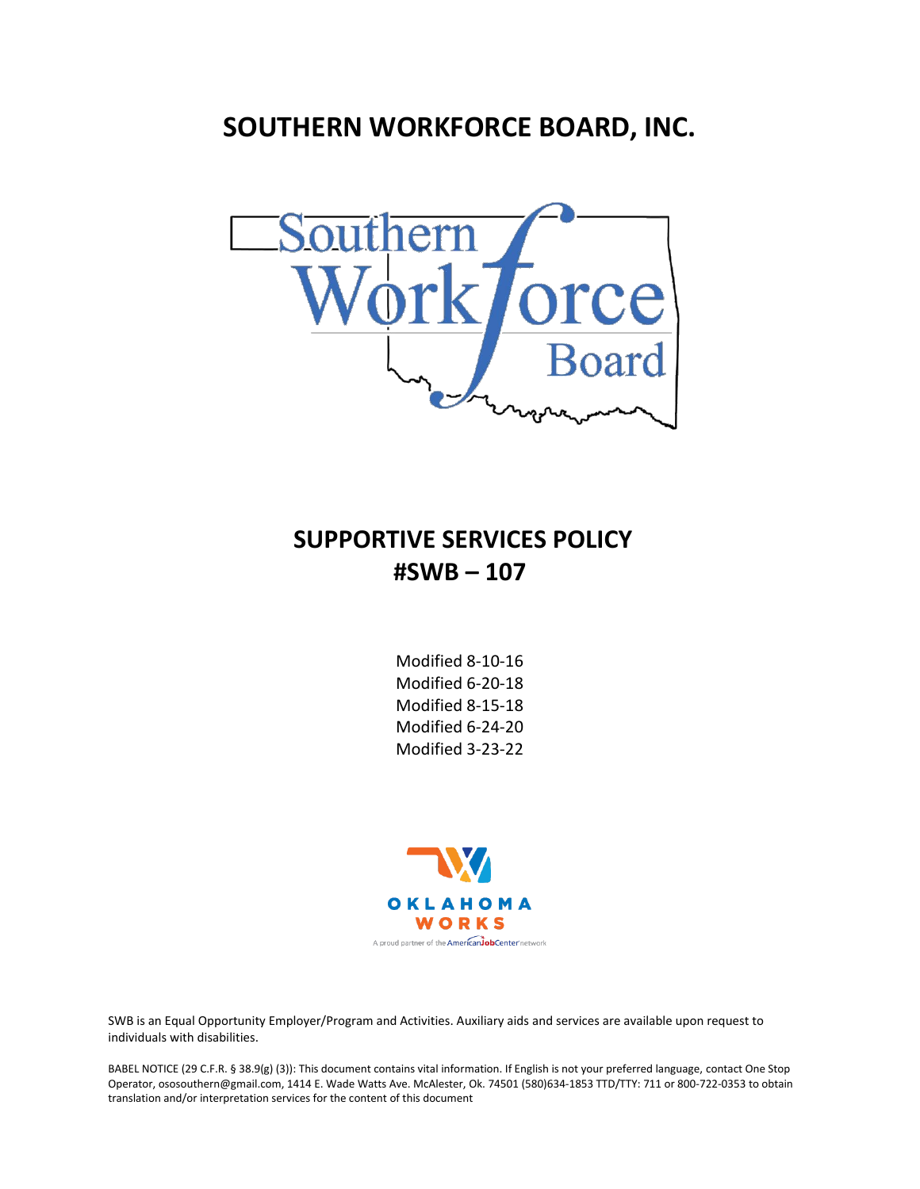# SOUTHERN WORKFORCE BOARD, INC.

## SUPPORTIVE SERVICES POLICY
## #SWB – 107

Modified 8-10-16
Modified 6-20-18
Modified 8-15-18
Modified 6-24-20
Modified 3-23-22

SWB is an Equal Opportunity Employer/Program and Activities. Auxiliary aids and services are available upon request to individuals with disabilities.

BABEL NOTICE (29 C.F.R. § 38.9(g) (3)): This document contains vital information. If English is not your preferred language, contact One Stop Operator, ososouthern@gmail.com, 1414 E. Wade Watts Ave. McAlester, Ok. 74501 (580)634-1853 TTD/TTY: 711 or 800-722-0353 to obtain translation and/or interpretation services for the content of this document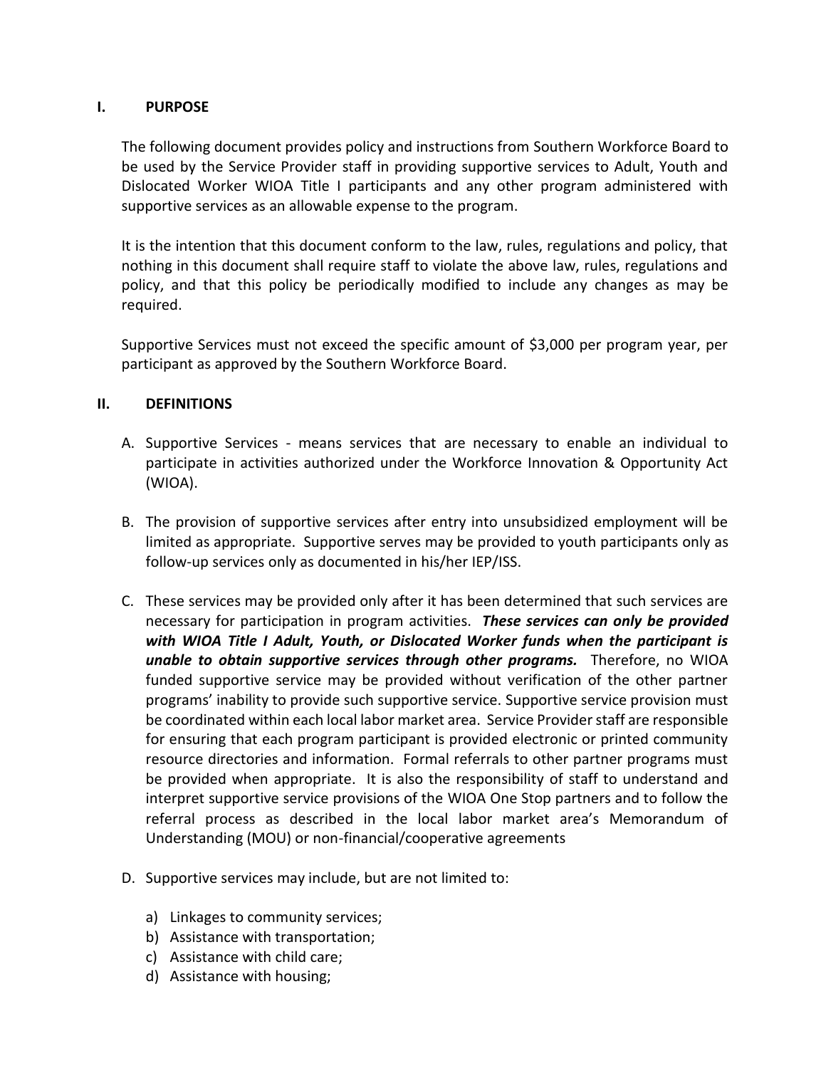## I. PURPOSE

The following document provides policy and instructions from Southern Workforce Board to be used by the Service Provider staff in providing supportive services to Adult, Youth and Dislocated Worker WIOA Title I participants and any other program administered with supportive services as an allowable expense to the program.

It is the intention that this document conform to the law, rules, regulations and policy, that nothing in this document shall require staff to violate the above law, rules, regulations and policy, and that this policy be periodically modified to include any changes as may be required.

Supportive Services must not exceed the specific amount of $3,000 per program year, per participant as approved by the Southern Workforce Board.

## II. DEFINITIONS

A. Supportive Services - means services that are necessary to enable an individual to participate in activities authorized under the Workforce Innovation & Opportunity Act (WIOA).

B. The provision of supportive services after entry into unsubsidized employment will be limited as appropriate. Supportive serves may be provided to youth participants only as follow-up services only as documented in his/her IEP/ISS.

C. These services may be provided only after it has been determined that such services are necessary for participation in program activities. ***These services can only be provided with WIOA Title I Adult, Youth, or Dislocated Worker funds when the participant is unable to obtain supportive services through other programs.*** Therefore, no WIOA funded supportive service may be provided without verification of the other partner programs' inability to provide such supportive service. Supportive service provision must be coordinated within each local labor market area. Service Provider staff are responsible for ensuring that each program participant is provided electronic or printed community resource directories and information. Formal referrals to other partner programs must be provided when appropriate. It is also the responsibility of staff to understand and interpret supportive service provisions of the WIOA One Stop partners and to follow the referral process as described in the local labor market area's Memorandum of Understanding (MOU) or non-financial/cooperative agreements

D. Supportive services may include, but are not limited to:

   a) Linkages to community services;
   b) Assistance with transportation;
   c) Assistance with child care;
   d) Assistance with housing;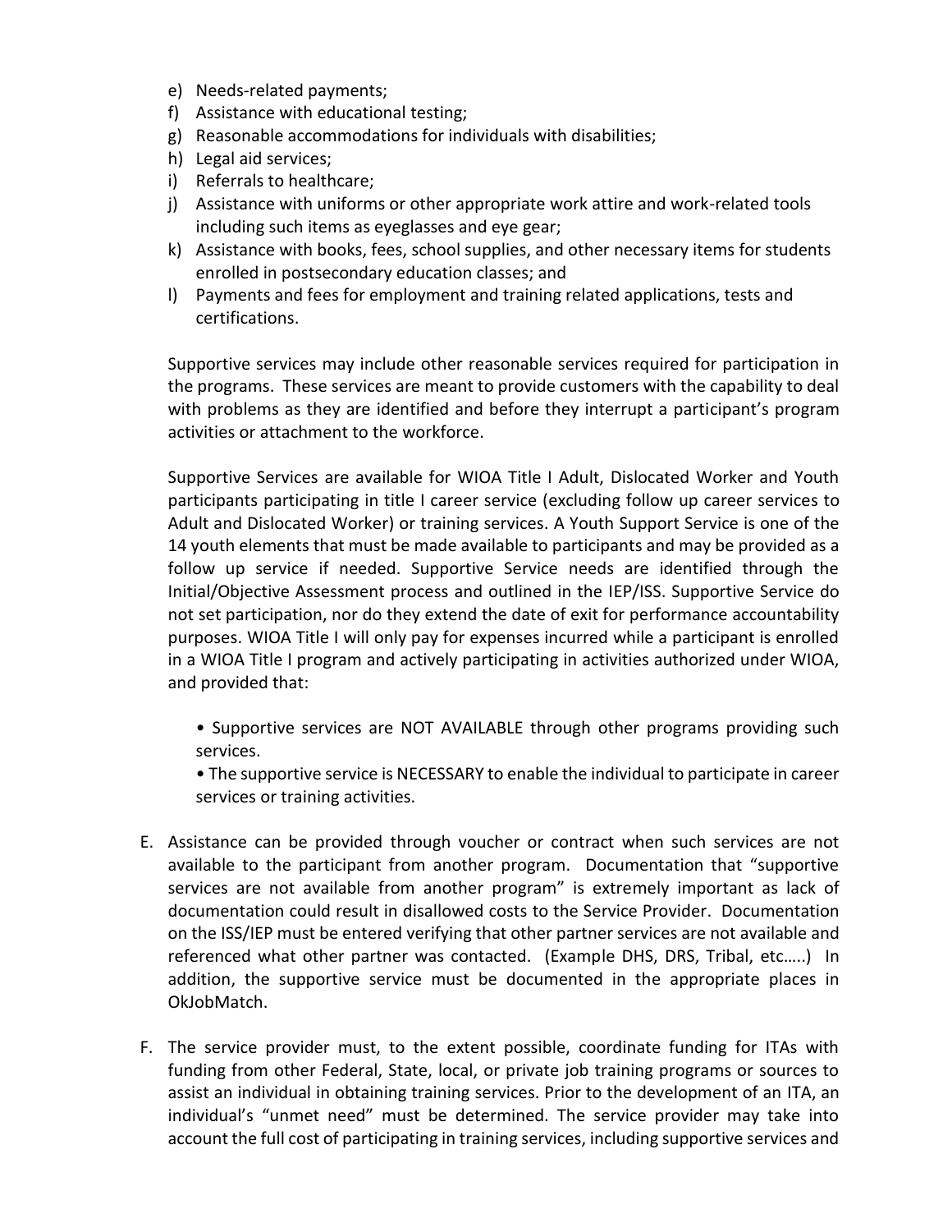e) Needs-related payments;
f) Assistance with educational testing;
g) Reasonable accommodations for individuals with disabilities;
h) Legal aid services;
i) Referrals to healthcare;
j) Assistance with uniforms or other appropriate work attire and work-related tools including such items as eyeglasses and eye gear;
k) Assistance with books, fees, school supplies, and other necessary items for students enrolled in postsecondary education classes; and
l) Payments and fees for employment and training related applications, tests and certifications.

Supportive services may include other reasonable services required for participation in the programs. These services are meant to provide customers with the capability to deal with problems as they are identified and before they interrupt a participant's program activities or attachment to the workforce.

Supportive Services are available for WIOA Title I Adult, Dislocated Worker and Youth participants participating in title I career service (excluding follow up career services to Adult and Dislocated Worker) or training services. A Youth Support Service is one of the 14 youth elements that must be made available to participants and may be provided as a follow up service if needed. Supportive Service needs are identified through the Initial/Objective Assessment process and outlined in the IEP/ISS. Supportive Service do not set participation, nor do they extend the date of exit for performance accountability purposes. WIOA Title I will only pay for expenses incurred while a participant is enrolled in a WIOA Title I program and actively participating in activities authorized under WIOA, and provided that:

- Supportive services are NOT AVAILABLE through other programs providing such services.
- The supportive service is NECESSARY to enable the individual to participate in career services or training activities.

E. Assistance can be provided through voucher or contract when such services are not available to the participant from another program. Documentation that "supportive services are not available from another program" is extremely important as lack of documentation could result in disallowed costs to the Service Provider. Documentation on the ISS/IEP must be entered verifying that other partner services are not available and referenced what other partner was contacted. (Example DHS, DRS, Tribal, etc…..) In addition, the supportive service must be documented in the appropriate places in OkJobMatch.

F. The service provider must, to the extent possible, coordinate funding for ITAs with funding from other Federal, State, local, or private job training programs or sources to assist an individual in obtaining training services. Prior to the development of an ITA, an individual's "unmet need" must be determined. The service provider may take into account the full cost of participating in training services, including supportive services and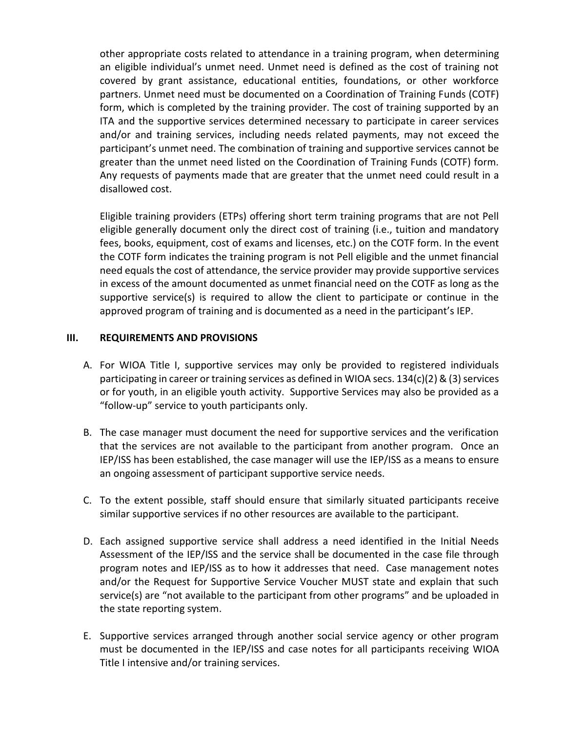other appropriate costs related to attendance in a training program, when determining an eligible individual's unmet need. Unmet need is defined as the cost of training not covered by grant assistance, educational entities, foundations, or other workforce partners. Unmet need must be documented on a Coordination of Training Funds (COTF) form, which is completed by the training provider. The cost of training supported by an ITA and the supportive services determined necessary to participate in career services and/or and training services, including needs related payments, may not exceed the participant's unmet need. The combination of training and supportive services cannot be greater than the unmet need listed on the Coordination of Training Funds (COTF) form. Any requests of payments made that are greater that the unmet need could result in a disallowed cost.

Eligible training providers (ETPs) offering short term training programs that are not Pell eligible generally document only the direct cost of training (i.e., tuition and mandatory fees, books, equipment, cost of exams and licenses, etc.) on the COTF form. In the event the COTF form indicates the training program is not Pell eligible and the unmet financial need equals the cost of attendance, the service provider may provide supportive services in excess of the amount documented as unmet financial need on the COTF as long as the supportive service(s) is required to allow the client to participate or continue in the approved program of training and is documented as a need in the participant's IEP.

## III. REQUIREMENTS AND PROVISIONS

A. For WIOA Title I, supportive services may only be provided to registered individuals participating in career or training services as defined in WIOA secs. 134(c)(2) & (3) services or for youth, in an eligible youth activity. Supportive Services may also be provided as a "follow-up" service to youth participants only.

B. The case manager must document the need for supportive services and the verification that the services are not available to the participant from another program. Once an IEP/ISS has been established, the case manager will use the IEP/ISS as a means to ensure an ongoing assessment of participant supportive service needs.

C. To the extent possible, staff should ensure that similarly situated participants receive similar supportive services if no other resources are available to the participant.

D. Each assigned supportive service shall address a need identified in the Initial Needs Assessment of the IEP/ISS and the service shall be documented in the case file through program notes and IEP/ISS as to how it addresses that need. Case management notes and/or the Request for Supportive Service Voucher MUST state and explain that such service(s) are "not available to the participant from other programs" and be uploaded in the state reporting system.

E. Supportive services arranged through another social service agency or other program must be documented in the IEP/ISS and case notes for all participants receiving WIOA Title I intensive and/or training services.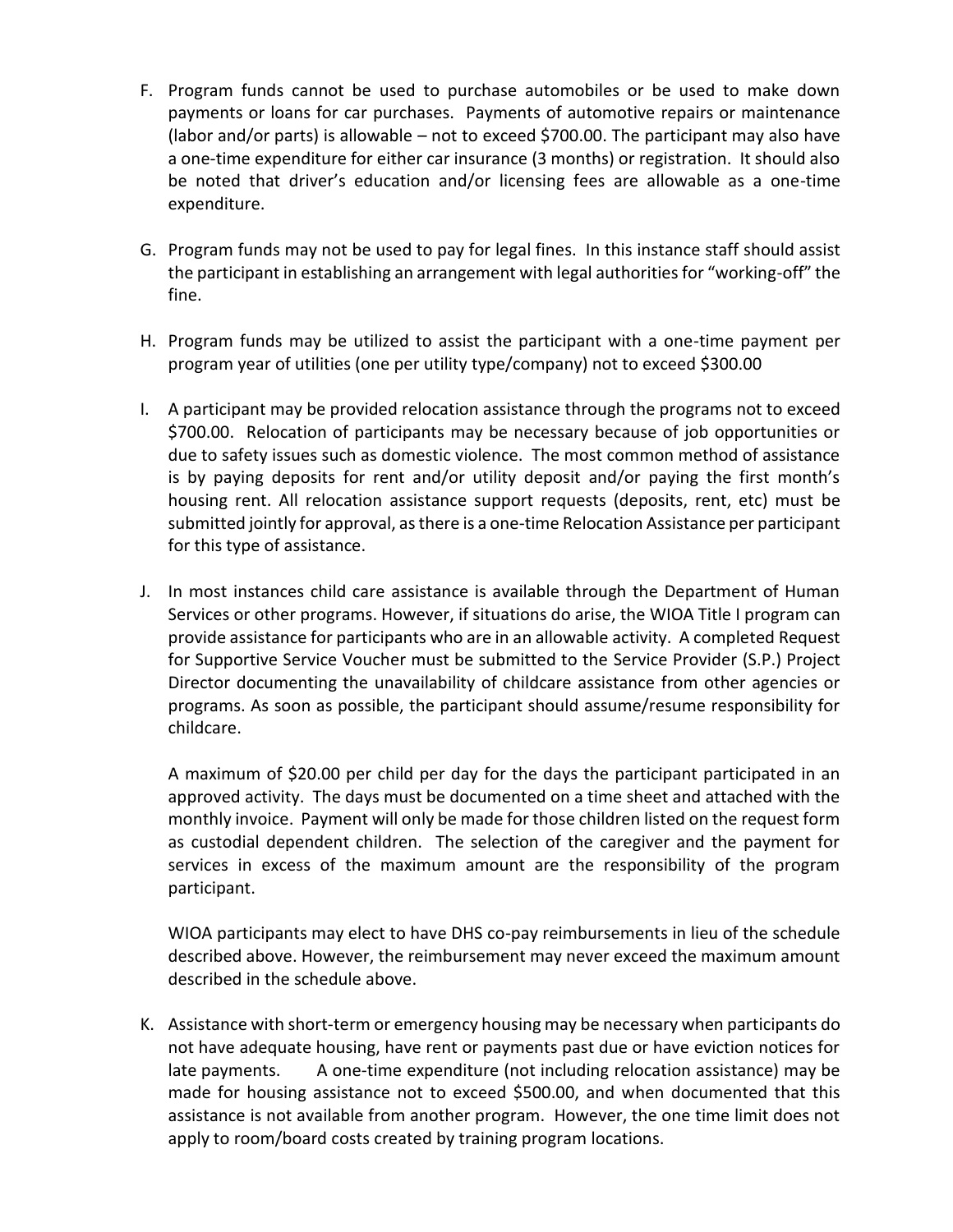F. Program funds cannot be used to purchase automobiles or be used to make down payments or loans for car purchases. Payments of automotive repairs or maintenance (labor and/or parts) is allowable – not to exceed $700.00. The participant may also have a one-time expenditure for either car insurance (3 months) or registration. It should also be noted that driver's education and/or licensing fees are allowable as a one-time expenditure.

G. Program funds may not be used to pay for legal fines. In this instance staff should assist the participant in establishing an arrangement with legal authorities for "working-off" the fine.

H. Program funds may be utilized to assist the participant with a one-time payment per program year of utilities (one per utility type/company) not to exceed $300.00

I. A participant may be provided relocation assistance through the programs not to exceed $700.00. Relocation of participants may be necessary because of job opportunities or due to safety issues such as domestic violence. The most common method of assistance is by paying deposits for rent and/or utility deposit and/or paying the first month's housing rent. All relocation assistance support requests (deposits, rent, etc) must be submitted jointly for approval, as there is a one-time Relocation Assistance per participant for this type of assistance.

J. In most instances child care assistance is available through the Department of Human Services or other programs. However, if situations do arise, the WIOA Title I program can provide assistance for participants who are in an allowable activity. A completed Request for Supportive Service Voucher must be submitted to the Service Provider (S.P.) Project Director documenting the unavailability of childcare assistance from other agencies or programs. As soon as possible, the participant should assume/resume responsibility for childcare.

   A maximum of $20.00 per child per day for the days the participant participated in an approved activity. The days must be documented on a time sheet and attached with the monthly invoice. Payment will only be made for those children listed on the request form as custodial dependent children. The selection of the caregiver and the payment for services in excess of the maximum amount are the responsibility of the program participant.

   WIOA participants may elect to have DHS co-pay reimbursements in lieu of the schedule described above. However, the reimbursement may never exceed the maximum amount described in the schedule above.

K. Assistance with short-term or emergency housing may be necessary when participants do not have adequate housing, have rent or payments past due or have eviction notices for late payments. A one-time expenditure (not including relocation assistance) may be made for housing assistance not to exceed $500.00, and when documented that this assistance is not available from another program. However, the one time limit does not apply to room/board costs created by training program locations.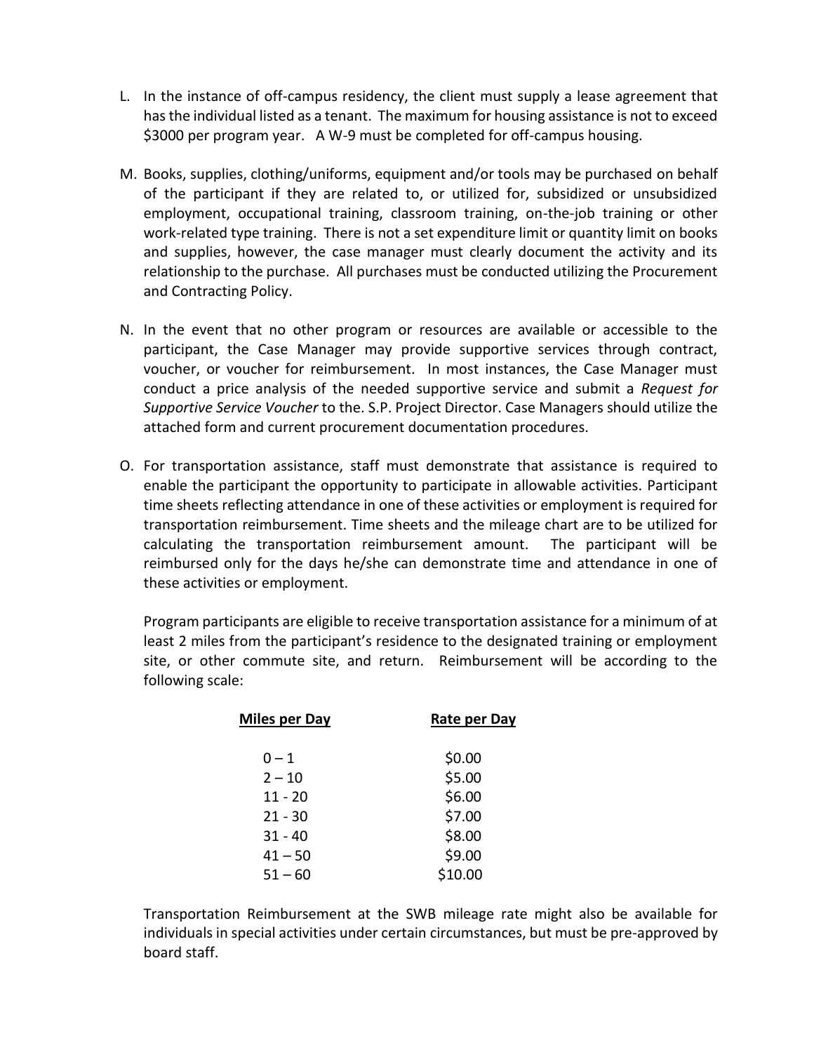L. In the instance of off-campus residency, the client must supply a lease agreement that has the individual listed as a tenant. The maximum for housing assistance is not to exceed $3000 per program year. A W-9 must be completed for off-campus housing.

M. Books, supplies, clothing/uniforms, equipment and/or tools may be purchased on behalf of the participant if they are related to, or utilized for, subsidized or unsubsidized employment, occupational training, classroom training, on-the-job training or other work-related type training. There is not a set expenditure limit or quantity limit on books and supplies, however, the case manager must clearly document the activity and its relationship to the purchase. All purchases must be conducted utilizing the Procurement and Contracting Policy.

N. In the event that no other program or resources are available or accessible to the participant, the Case Manager may provide supportive services through contract, voucher, or voucher for reimbursement. In most instances, the Case Manager must conduct a price analysis of the needed supportive service and submit a *Request for Supportive Service Voucher* to the. S.P. Project Director. Case Managers should utilize the attached form and current procurement documentation procedures.

O. For transportation assistance, staff must demonstrate that assistance is required to enable the participant the opportunity to participate in allowable activities. Participant time sheets reflecting attendance in one of these activities or employment is required for transportation reimbursement. Time sheets and the mileage chart are to be utilized for calculating the transportation reimbursement amount. The participant will be reimbursed only for the days he/she can demonstrate time and attendance in one of these activities or employment.

   Program participants are eligible to receive transportation assistance for a minimum of at least 2 miles from the participant's residence to the designated training or employment site, or other commute site, and return. Reimbursement will be according to the following scale:

| Miles per Day | Rate per Day |
|---|---|
| 0 – 1 | $0.00 |
| 2 – 10 | $5.00 |
| 11 - 20 | $6.00 |
| 21 - 30 | $7.00 |
| 31 - 40 | $8.00 |
| 41 – 50 | $9.00 |
| 51 – 60 | $10.00 |

   Transportation Reimbursement at the SWB mileage rate might also be available for individuals in special activities under certain circumstances, but must be pre-approved by board staff.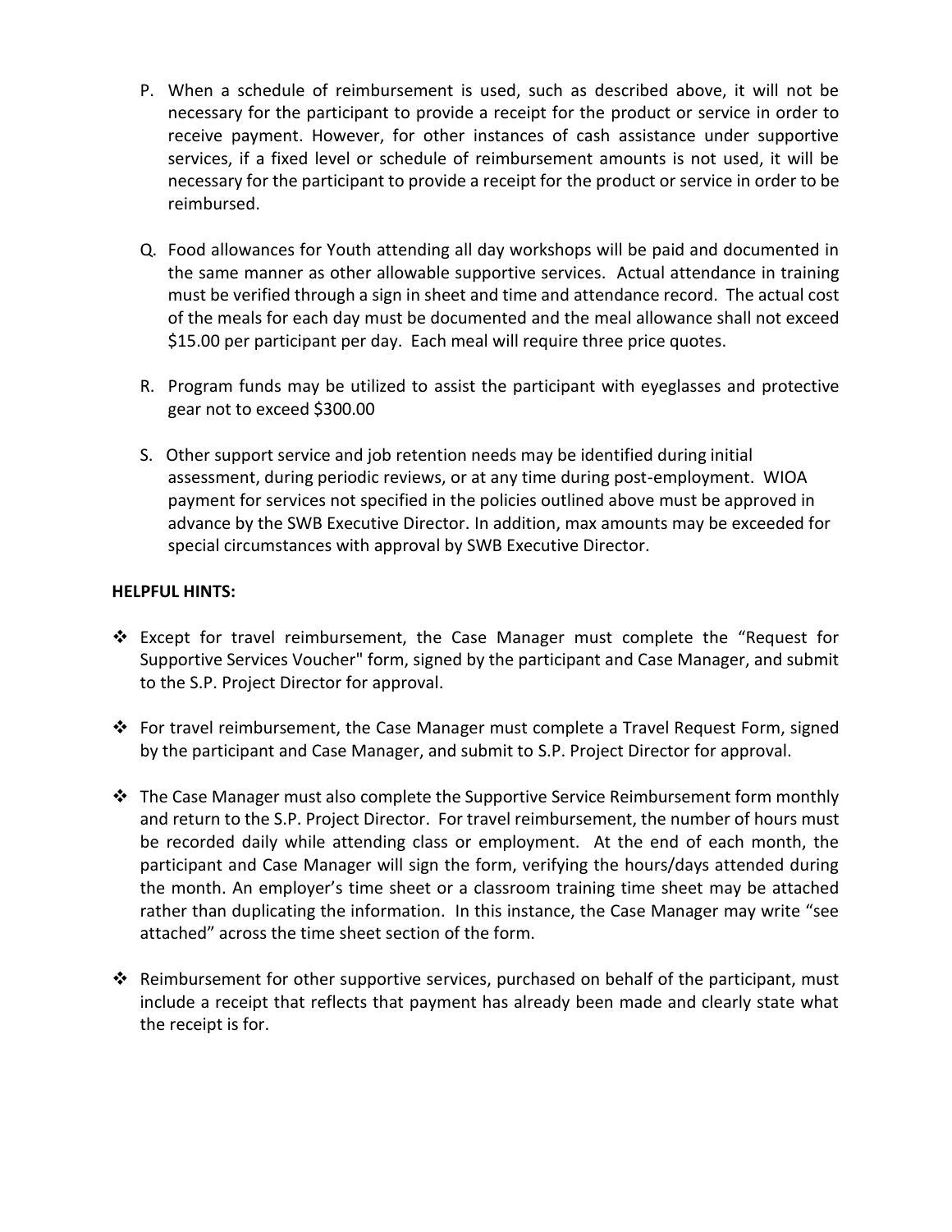P. When a schedule of reimbursement is used, such as described above, it will not be necessary for the participant to provide a receipt for the product or service in order to receive payment. However, for other instances of cash assistance under supportive services, if a fixed level or schedule of reimbursement amounts is not used, it will be necessary for the participant to provide a receipt for the product or service in order to be reimbursed.

Q. Food allowances for Youth attending all day workshops will be paid and documented in the same manner as other allowable supportive services. Actual attendance in training must be verified through a sign in sheet and time and attendance record. The actual cost of the meals for each day must be documented and the meal allowance shall not exceed $15.00 per participant per day. Each meal will require three price quotes.

R. Program funds may be utilized to assist the participant with eyeglasses and protective gear not to exceed $300.00

S. Other support service and job retention needs may be identified during initial assessment, during periodic reviews, or at any time during post-employment. WIOA payment for services not specified in the policies outlined above must be approved in advance by the SWB Executive Director. In addition, max amounts may be exceeded for special circumstances with approval by SWB Executive Director.

**HELPFUL HINTS:**

- Except for travel reimbursement, the Case Manager must complete the "Request for Supportive Services Voucher" form, signed by the participant and Case Manager, and submit to the S.P. Project Director for approval.

- For travel reimbursement, the Case Manager must complete a Travel Request Form, signed by the participant and Case Manager, and submit to S.P. Project Director for approval.

- The Case Manager must also complete the Supportive Service Reimbursement form monthly and return to the S.P. Project Director. For travel reimbursement, the number of hours must be recorded daily while attending class or employment. At the end of each month, the participant and Case Manager will sign the form, verifying the hours/days attended during the month. An employer's time sheet or a classroom training time sheet may be attached rather than duplicating the information. In this instance, the Case Manager may write "see attached" across the time sheet section of the form.

- Reimbursement for other supportive services, purchased on behalf of the participant, must include a receipt that reflects that payment has already been made and clearly state what the receipt is for.